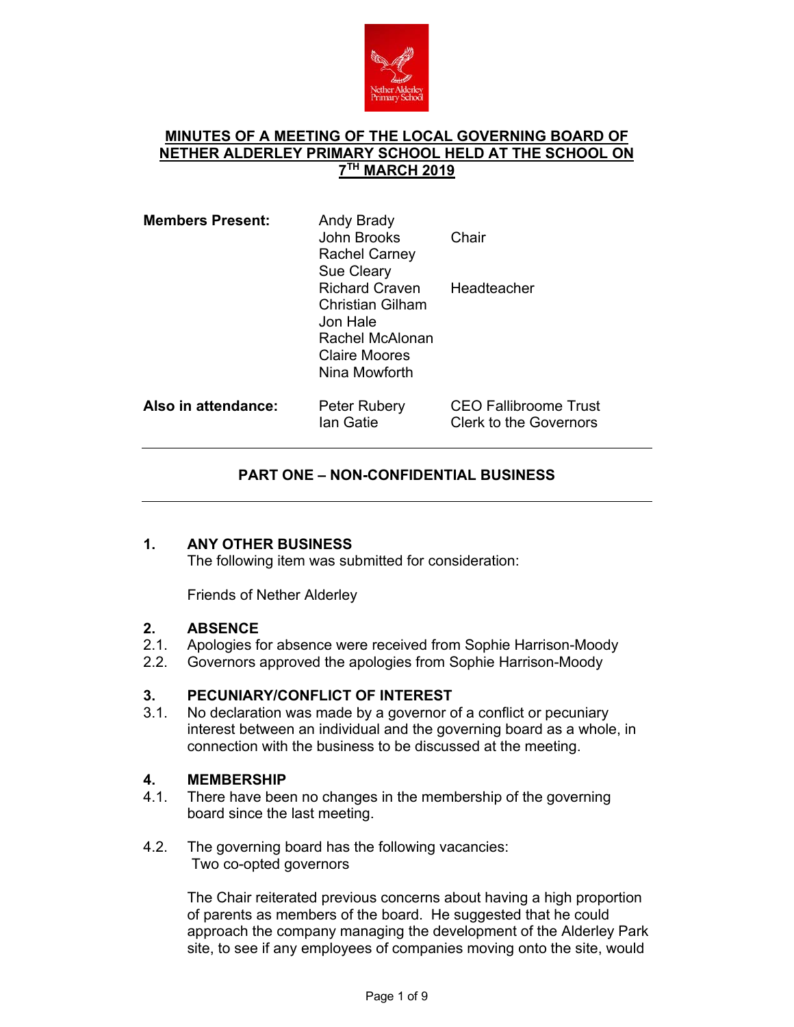**MINUTES OF A MEETING OF THE LOCAL GOVERNING BOARD OF NETHER ALDERLEY PRIMARY SCHOOL HELD AT THE SCHOOL ON 7TH MARCH 2019**

| | | |
|---|---|---|
| **Members Present:** | Andy Brady | |
| | John Brooks | Chair |
| | Rachel Carney | |
| | Sue Cleary | |
| | Richard Craven | Headteacher |
| | Christian Gilham | |
| | Jon Hale | |
| | Rachel McAlonan | |
| | Claire Moores | |
| | Nina Mowforth | |
| **Also in attendance:** | Peter Rubery | CEO Fallibroome Trust |
| | Ian Gatie | Clerk to the Governors |

---

**PART ONE – NON-CONFIDENTIAL BUSINESS**

---

**1. ANY OTHER BUSINESS**

The following item was submitted for consideration:

Friends of Nether Alderley

**2. ABSENCE**

2.1. Apologies for absence were received from Sophie Harrison-Moody

2.2. Governors approved the apologies from Sophie Harrison-Moody

**3. PECUNIARY/CONFLICT OF INTEREST**

3.1. No declaration was made by a governor of a conflict or pecuniary interest between an individual and the governing board as a whole, in connection with the business to be discussed at the meeting.

**4. MEMBERSHIP**

4.1. There have been no changes in the membership of the governing board since the last meeting.

4.2. The governing board has the following vacancies:
Two co-opted governors

The Chair reiterated previous concerns about having a high proportion of parents as members of the board. He suggested that he could approach the company managing the development of the Alderley Park site, to see if any employees of companies moving onto the site, would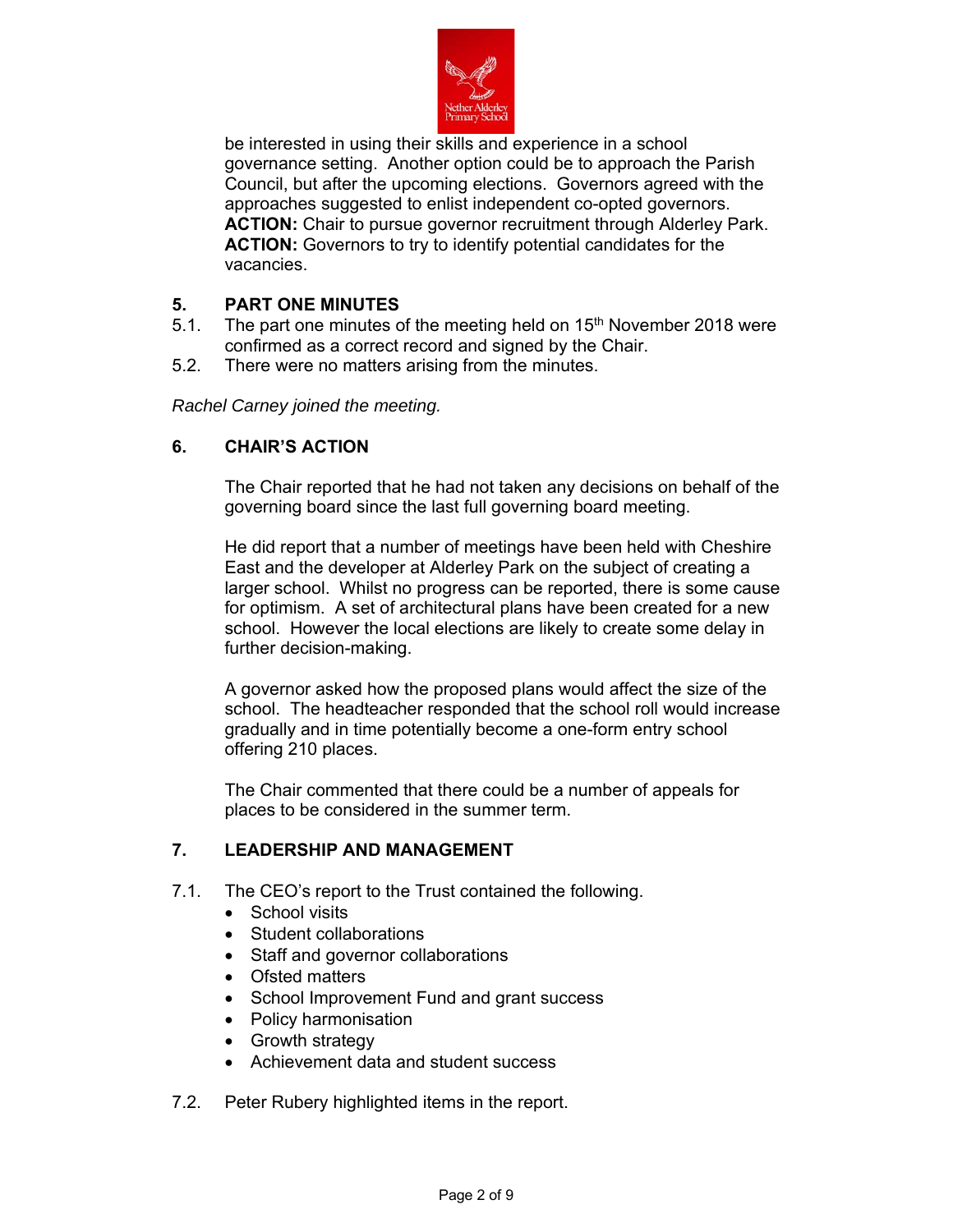be interested in using their skills and experience in a school governance setting. Another option could be to approach the Parish Council, but after the upcoming elections. Governors agreed with the approaches suggested to enlist independent co-opted governors.
**ACTION:** Chair to pursue governor recruitment through Alderley Park.
**ACTION:** Governors to try to identify potential candidates for the vacancies.

## 5. PART ONE MINUTES

5.1. The part one minutes of the meeting held on 15th November 2018 were confirmed as a correct record and signed by the Chair.

5.2. There were no matters arising from the minutes.

*Rachel Carney joined the meeting.*

## 6. CHAIR'S ACTION

The Chair reported that he had not taken any decisions on behalf of the governing board since the last full governing board meeting.

He did report that a number of meetings have been held with Cheshire East and the developer at Alderley Park on the subject of creating a larger school. Whilst no progress can be reported, there is some cause for optimism. A set of architectural plans have been created for a new school. However the local elections are likely to create some delay in further decision-making.

A governor asked how the proposed plans would affect the size of the school. The headteacher responded that the school roll would increase gradually and in time potentially become a one-form entry school offering 210 places.

The Chair commented that there could be a number of appeals for places to be considered in the summer term.

## 7. LEADERSHIP AND MANAGEMENT

7.1. The CEO's report to the Trust contained the following.

- School visits
- Student collaborations
- Staff and governor collaborations
- Ofsted matters
- School Improvement Fund and grant success
- Policy harmonisation
- Growth strategy
- Achievement data and student success

7.2. Peter Rubery highlighted items in the report.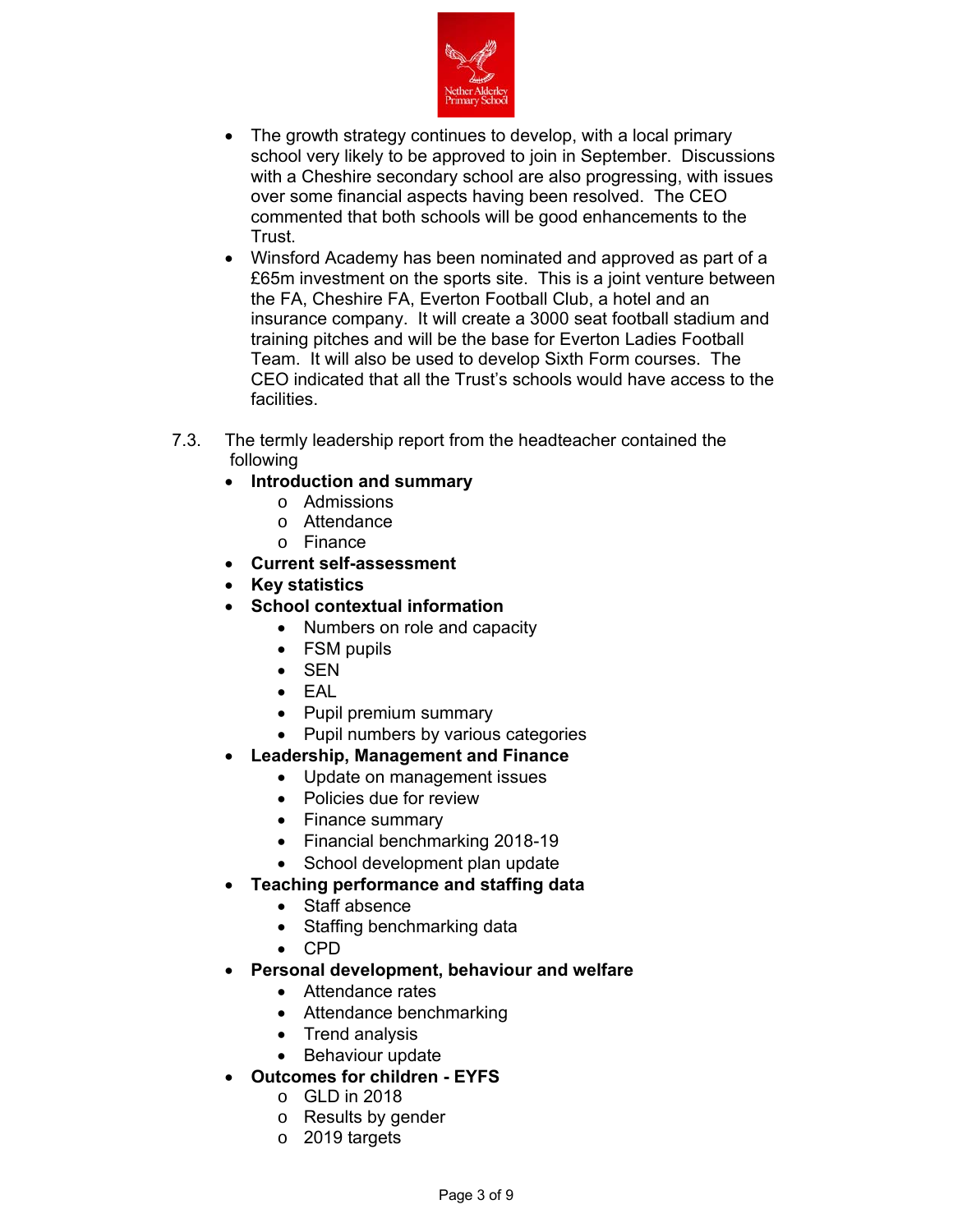- The growth strategy continues to develop, with a local primary school very likely to be approved to join in September. Discussions with a Cheshire secondary school are also progressing, with issues over some financial aspects having been resolved. The CEO commented that both schools will be good enhancements to the Trust.
- Winsford Academy has been nominated and approved as part of a £65m investment on the sports site. This is a joint venture between the FA, Cheshire FA, Everton Football Club, a hotel and an insurance company. It will create a 3000 seat football stadium and training pitches and will be the base for Everton Ladies Football Team. It will also be used to develop Sixth Form courses. The CEO indicated that all the Trust's schools would have access to the facilities.

7.3. The termly leadership report from the headteacher contained the following

- **Introduction and summary**
  - Admissions
  - Attendance
  - Finance
- **Current self-assessment**
- **Key statistics**
- **School contextual information**
  - Numbers on role and capacity
  - FSM pupils
  - SEN
  - EAL
  - Pupil premium summary
  - Pupil numbers by various categories
- **Leadership, Management and Finance**
  - Update on management issues
  - Policies due for review
  - Finance summary
  - Financial benchmarking 2018-19
  - School development plan update
- **Teaching performance and staffing data**
  - Staff absence
  - Staffing benchmarking data
  - CPD
- **Personal development, behaviour and welfare**
  - Attendance rates
  - Attendance benchmarking
  - Trend analysis
  - Behaviour update
- **Outcomes for children - EYFS**
  - GLD in 2018
  - Results by gender
  - 2019 targets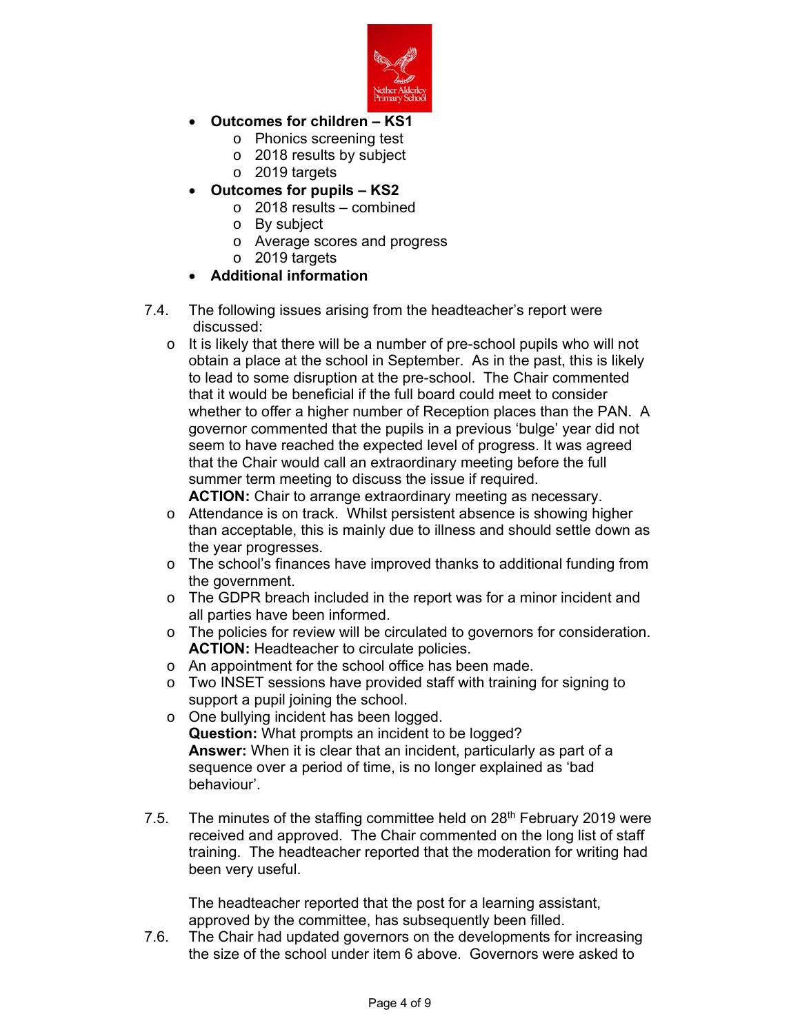- **Outcomes for children – KS1**
  - Phonics screening test
  - 2018 results by subject
  - 2019 targets
- **Outcomes for pupils – KS2**
  - 2018 results – combined
  - By subject
  - Average scores and progress
  - 2019 targets
- **Additional information**

7.4. The following issues arising from the headteacher's report were discussed:

- It is likely that there will be a number of pre-school pupils who will not obtain a place at the school in September. As in the past, this is likely to lead to some disruption at the pre-school. The Chair commented that it would be beneficial if the full board could meet to consider whether to offer a higher number of Reception places than the PAN. A governor commented that the pupils in a previous 'bulge' year did not seem to have reached the expected level of progress. It was agreed that the Chair would call an extraordinary meeting before the full summer term meeting to discuss the issue if required.
  **ACTION:** Chair to arrange extraordinary meeting as necessary.
- Attendance is on track. Whilst persistent absence is showing higher than acceptable, this is mainly due to illness and should settle down as the year progresses.
- The school's finances have improved thanks to additional funding from the government.
- The GDPR breach included in the report was for a minor incident and all parties have been informed.
- The policies for review will be circulated to governors for consideration.
  **ACTION:** Headteacher to circulate policies.
- An appointment for the school office has been made.
- Two INSET sessions have provided staff with training for signing to support a pupil joining the school.
- One bullying incident has been logged.
  **Question:** What prompts an incident to be logged?
  **Answer:** When it is clear that an incident, particularly as part of a sequence over a period of time, is no longer explained as 'bad behaviour'.

7.5. The minutes of the staffing committee held on 28th February 2019 were received and approved. The Chair commented on the long list of staff training. The headteacher reported that the moderation for writing had been very useful.

The headteacher reported that the post for a learning assistant, approved by the committee, has subsequently been filled.

7.6. The Chair had updated governors on the developments for increasing the size of the school under item 6 above. Governors were asked to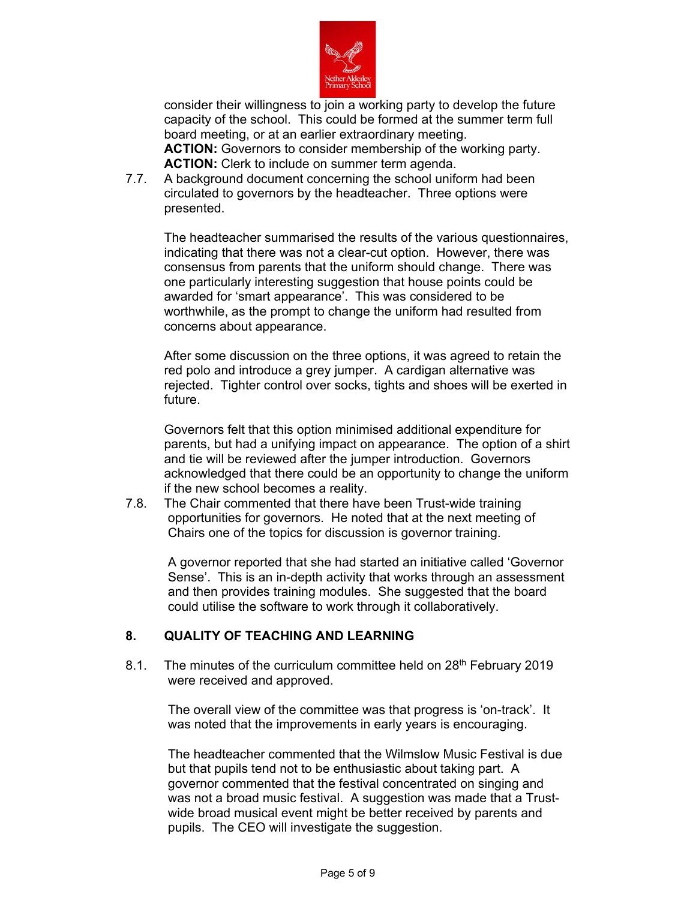consider their willingness to join a working party to develop the future capacity of the school. This could be formed at the summer term full board meeting, or at an earlier extraordinary meeting.
**ACTION:** Governors to consider membership of the working party.
**ACTION:** Clerk to include on summer term agenda.

7.7. A background document concerning the school uniform had been circulated to governors by the headteacher. Three options were presented.

The headteacher summarised the results of the various questionnaires, indicating that there was not a clear-cut option. However, there was consensus from parents that the uniform should change. There was one particularly interesting suggestion that house points could be awarded for 'smart appearance'. This was considered to be worthwhile, as the prompt to change the uniform had resulted from concerns about appearance.

After some discussion on the three options, it was agreed to retain the red polo and introduce a grey jumper. A cardigan alternative was rejected. Tighter control over socks, tights and shoes will be exerted in future.

Governors felt that this option minimised additional expenditure for parents, but had a unifying impact on appearance. The option of a shirt and tie will be reviewed after the jumper introduction. Governors acknowledged that there could be an opportunity to change the uniform if the new school becomes a reality.

7.8. The Chair commented that there have been Trust-wide training opportunities for governors. He noted that at the next meeting of Chairs one of the topics for discussion is governor training.

A governor reported that she had started an initiative called 'Governor Sense'. This is an in-depth activity that works through an assessment and then provides training modules. She suggested that the board could utilise the software to work through it collaboratively.

## 8. QUALITY OF TEACHING AND LEARNING

8.1. The minutes of the curriculum committee held on 28th February 2019 were received and approved.

The overall view of the committee was that progress is 'on-track'. It was noted that the improvements in early years is encouraging.

The headteacher commented that the Wilmslow Music Festival is due but that pupils tend not to be enthusiastic about taking part. A governor commented that the festival concentrated on singing and was not a broad music festival. A suggestion was made that a Trust-wide broad musical event might be better received by parents and pupils. The CEO will investigate the suggestion.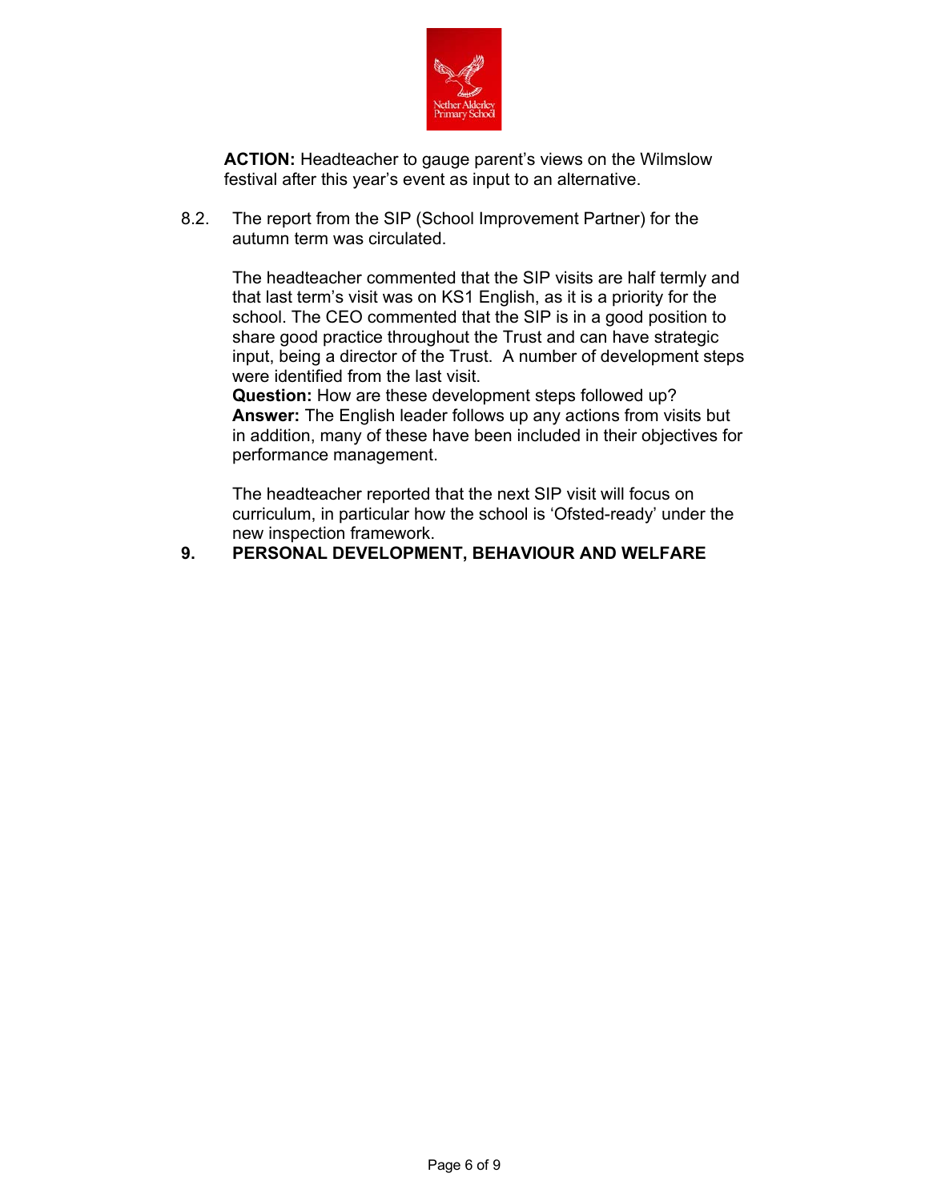**ACTION:** Headteacher to gauge parent's views on the Wilmslow festival after this year's event as input to an alternative.

8.2. The report from the SIP (School Improvement Partner) for the autumn term was circulated.

The headteacher commented that the SIP visits are half termly and that last term's visit was on KS1 English, as it is a priority for the school. The CEO commented that the SIP is in a good position to share good practice throughout the Trust and can have strategic input, being a director of the Trust. A number of development steps were identified from the last visit.

**Question:** How are these development steps followed up?

**Answer:** The English leader follows up any actions from visits but in addition, many of these have been included in their objectives for performance management.

The headteacher reported that the next SIP visit will focus on curriculum, in particular how the school is 'Ofsted-ready' under the new inspection framework.

## 9. PERSONAL DEVELOPMENT, BEHAVIOUR AND WELFARE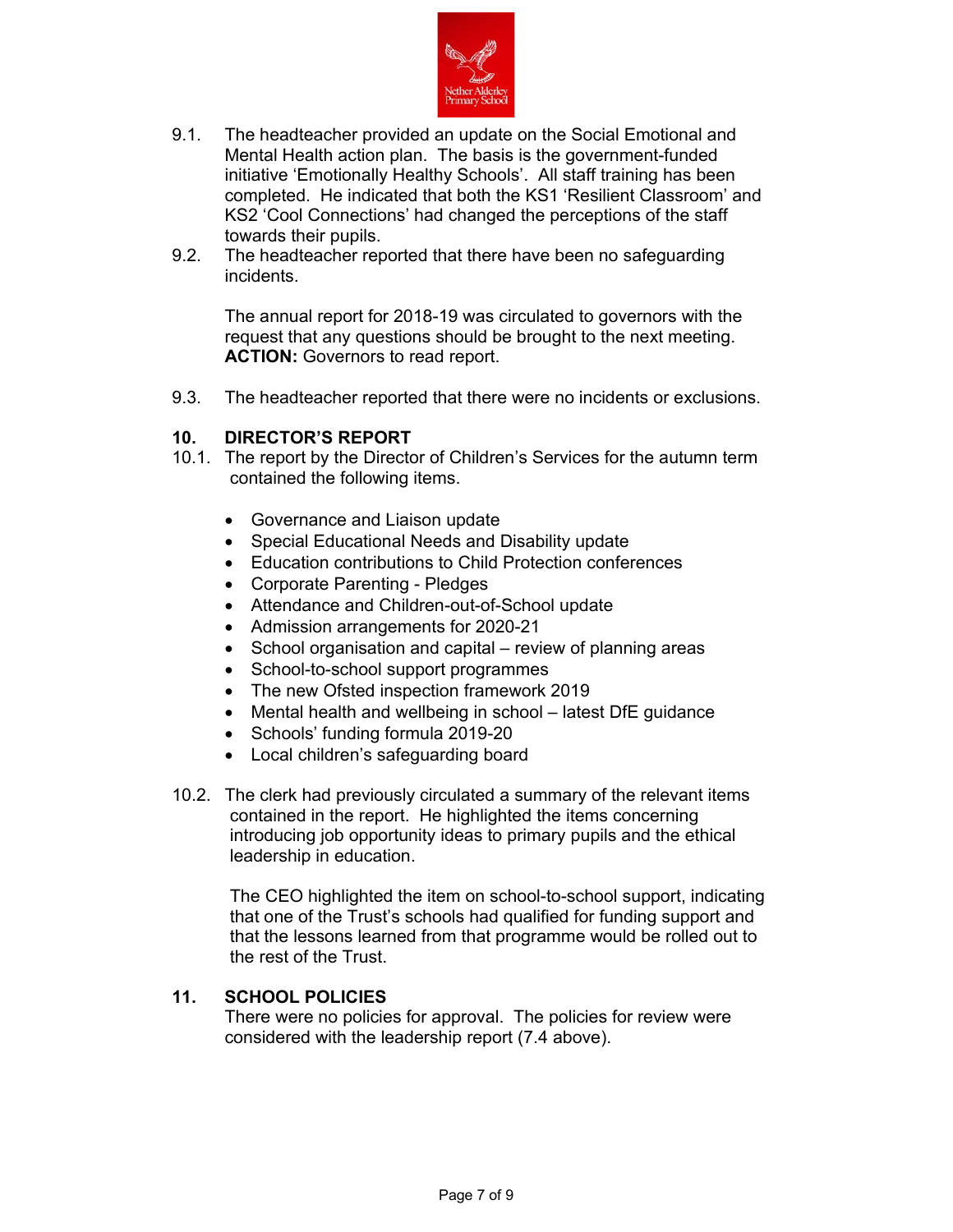9.1. The headteacher provided an update on the Social Emotional and Mental Health action plan. The basis is the government-funded initiative 'Emotionally Healthy Schools'. All staff training has been completed. He indicated that both the KS1 'Resilient Classroom' and KS2 'Cool Connections' had changed the perceptions of the staff towards their pupils.

9.2. The headteacher reported that there have been no safeguarding incidents.

The annual report for 2018-19 was circulated to governors with the request that any questions should be brought to the next meeting. **ACTION:** Governors to read report.

9.3. The headteacher reported that there were no incidents or exclusions.

## 10. DIRECTOR'S REPORT

10.1. The report by the Director of Children's Services for the autumn term contained the following items.

- Governance and Liaison update
- Special Educational Needs and Disability update
- Education contributions to Child Protection conferences
- Corporate Parenting - Pledges
- Attendance and Children-out-of-School update
- Admission arrangements for 2020-21
- School organisation and capital – review of planning areas
- School-to-school support programmes
- The new Ofsted inspection framework 2019
- Mental health and wellbeing in school – latest DfE guidance
- Schools' funding formula 2019-20
- Local children's safeguarding board

10.2. The clerk had previously circulated a summary of the relevant items contained in the report. He highlighted the items concerning introducing job opportunity ideas to primary pupils and the ethical leadership in education.

The CEO highlighted the item on school-to-school support, indicating that one of the Trust's schools had qualified for funding support and that the lessons learned from that programme would be rolled out to the rest of the Trust.

## 11. SCHOOL POLICIES

There were no policies for approval. The policies for review were considered with the leadership report (7.4 above).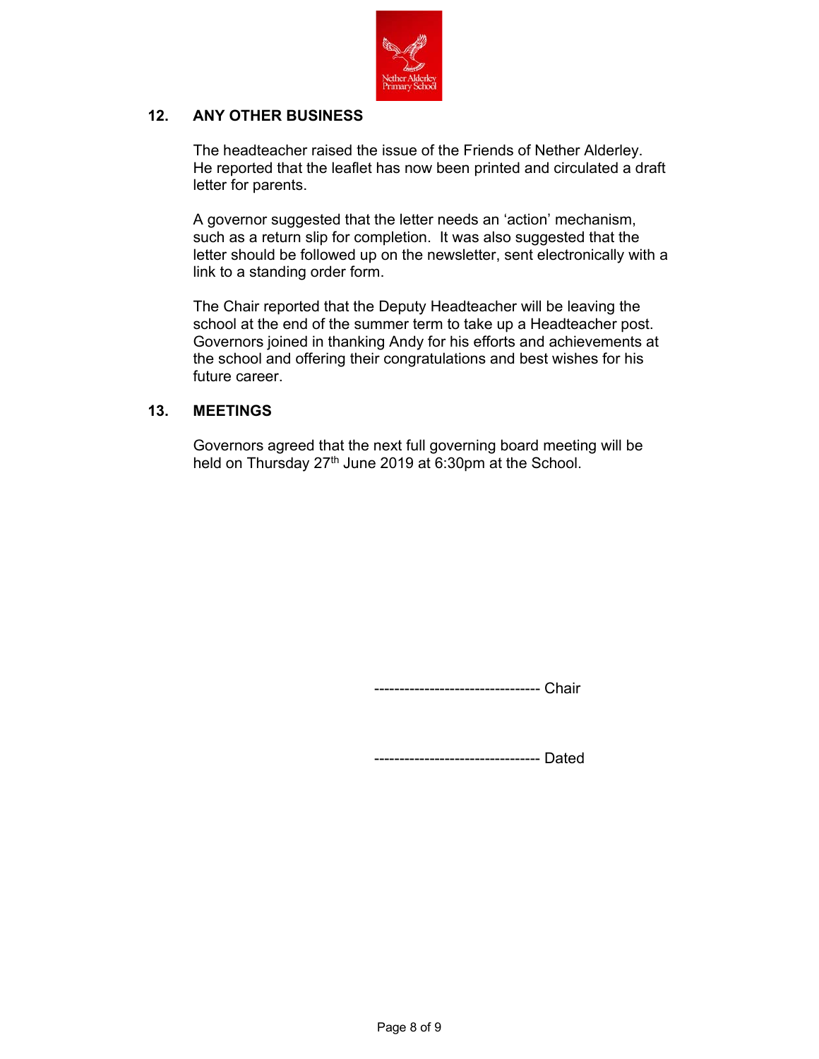## 12. ANY OTHER BUSINESS

The headteacher raised the issue of the Friends of Nether Alderley. He reported that the leaflet has now been printed and circulated a draft letter for parents.

A governor suggested that the letter needs an 'action' mechanism, such as a return slip for completion. It was also suggested that the letter should be followed up on the newsletter, sent electronically with a link to a standing order form.

The Chair reported that the Deputy Headteacher will be leaving the school at the end of the summer term to take up a Headteacher post. Governors joined in thanking Andy for his efforts and achievements at the school and offering their congratulations and best wishes for his future career.

## 13. MEETINGS

Governors agreed that the next full governing board meeting will be held on Thursday 27th June 2019 at 6:30pm at the School.

-------------------------------- Chair

-------------------------------- Dated